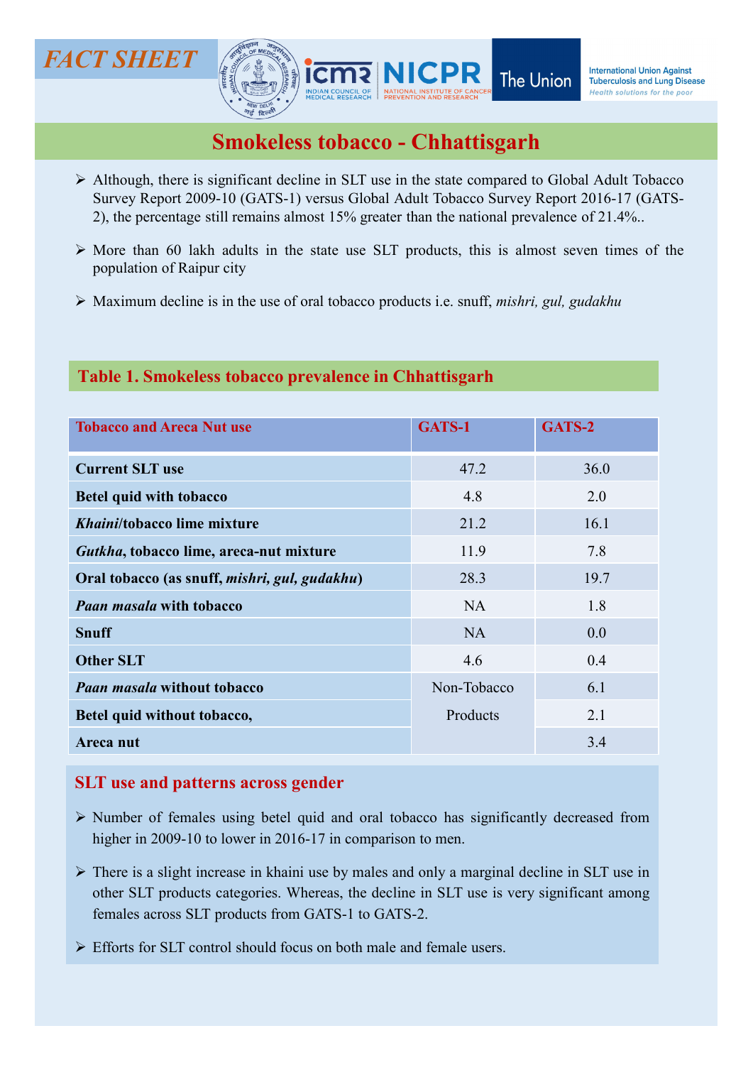FACT SHEET

International Union Against Tuberculosis and Lung Disease
*Health solutions for the poor*

# Smokeless tobacco - Chhattisgarh

- Although, there is significant decline in SLT use in the state compared to Global Adult Tobacco Survey Report 2009-10 (GATS-1) versus Global Adult Tobacco Survey Report 2016-17 (GATS-2), the percentage still remains almost 15% greater than the national prevalence of 21.4%..
- More than 60 lakh adults in the state use SLT products, this is almost seven times of the population of Raipur city
- Maximum decline is in the use of oral tobacco products i.e. snuff, *mishri, gul, gudakhu*

## Table 1. Smokeless tobacco prevalence in Chhattisgarh

| Tobacco and Areca Nut use | GATS-1 | GATS-2 |
|---|---|---|
| **Current SLT use** | 47.2 | 36.0 |
| **Betel quid with tobacco** | 4.8 | 2.0 |
| ***Khaini*/tobacco lime mixture** | 21.2 | 16.1 |
| ***Gutkha*, tobacco lime, areca-nut mixture** | 11.9 | 7.8 |
| **Oral tobacco (as snuff, *mishri, gul, gudakhu*)** | 28.3 | 19.7 |
| ***Paan masala* with tobacco** | NA | 1.8 |
| **Snuff** | NA | 0.0 |
| **Other SLT** | 4.6 | 0.4 |
| ***Paan masala* without tobacco** | Non-Tobacco Products | 6.1 |
| **Betel quid without tobacco,** | | 2.1 |
| **Areca nut** | | 3.4 |

## SLT use and patterns across gender

- Number of females using betel quid and oral tobacco has significantly decreased from higher in 2009-10 to lower in 2016-17 in comparison to men.
- There is a slight increase in khaini use by males and only a marginal decline in SLT use in other SLT products categories. Whereas, the decline in SLT use is very significant among females across SLT products from GATS-1 to GATS-2.
- Efforts for SLT control should focus on both male and female users.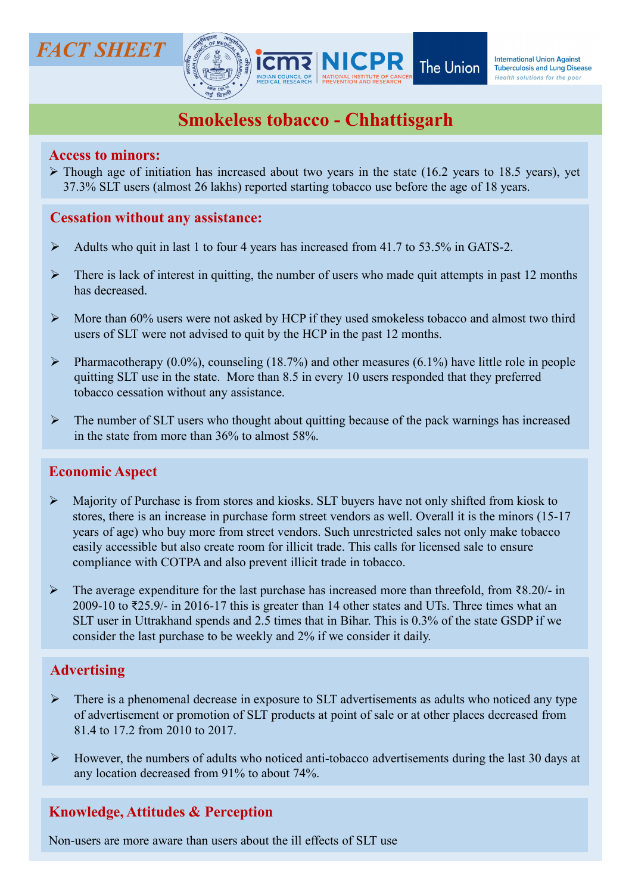FACT SHEET

# Smokeless tobacco - Chhattisgarh

## Access to minors:

- Though age of initiation has increased about two years in the state (16.2 years to 18.5 years), yet 37.3% SLT users (almost 26 lakhs) reported starting tobacco use before the age of 18 years.

## Cessation without any assistance:

- Adults who quit in last 1 to four 4 years has increased from 41.7 to 53.5% in GATS-2.
- There is lack of interest in quitting, the number of users who made quit attempts in past 12 months has decreased.
- More than 60% users were not asked by HCP if they used smokeless tobacco and almost two third users of SLT were not advised to quit by the HCP in the past 12 months.
- Pharmacotherapy (0.0%), counseling (18.7%) and other measures (6.1%) have little role in people quitting SLT use in the state. More than 8.5 in every 10 users responded that they preferred tobacco cessation without any assistance.
- The number of SLT users who thought about quitting because of the pack warnings has increased in the state from more than 36% to almost 58%.

## Economic Aspect

- Majority of Purchase is from stores and kiosks. SLT buyers have not only shifted from kiosk to stores, there is an increase in purchase form street vendors as well. Overall it is the minors (15-17 years of age) who buy more from street vendors. Such unrestricted sales not only make tobacco easily accessible but also create room for illicit trade. This calls for licensed sale to ensure compliance with COTPA and also prevent illicit trade in tobacco.
- The average expenditure for the last purchase has increased more than threefold, from ₹8.20/- in 2009-10 to ₹25.9/- in 2016-17 this is greater than 14 other states and UTs. Three times what an SLT user in Uttrakhand spends and 2.5 times that in Bihar. This is 0.3% of the state GSDP if we consider the last purchase to be weekly and 2% if we consider it daily.

## Advertising

- There is a phenomenal decrease in exposure to SLT advertisements as adults who noticed any type of advertisement or promotion of SLT products at point of sale or at other places decreased from 81.4 to 17.2 from 2010 to 2017.
- However, the numbers of adults who noticed anti-tobacco advertisements during the last 30 days at any location decreased from 91% to about 74%.

## Knowledge, Attitudes & Perception

Non-users are more aware than users about the ill effects of SLT use